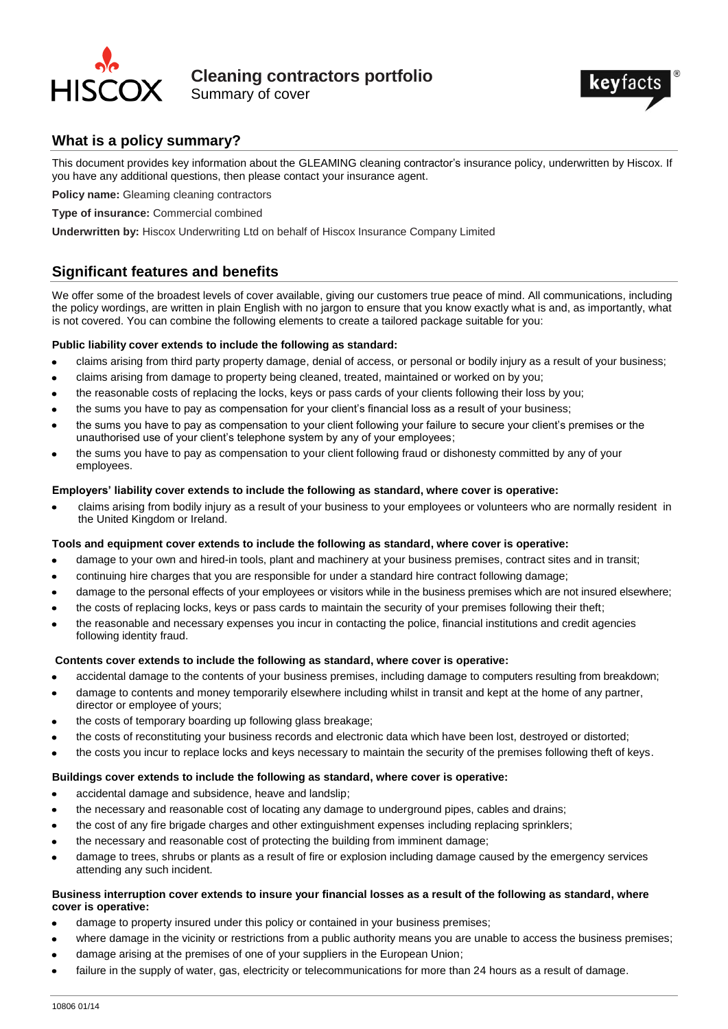# Cleaning contractors portfolio

Summary of cover

## What is a policy summary?

This document provides key information about the GLEAMING cleaning contractor's insurance policy, underwritten by Hiscox. If you have any additional questions, then please contact your insurance agent.

**Policy name:** Gleaming cleaning contractors

**Type of insurance:** Commercial combined

**Underwritten by:** Hiscox Underwriting Ltd on behalf of Hiscox Insurance Company Limited

## Significant features and benefits

We offer some of the broadest levels of cover available, giving our customers true peace of mind. All communications, including the policy wordings, are written in plain English with no jargon to ensure that you know exactly what is and, as importantly, what is not covered. You can combine the following elements to create a tailored package suitable for you:

**Public liability cover extends to include the following as standard:**

- claims arising from third party property damage, denial of access, or personal or bodily injury as a result of your business;
- claims arising from damage to property being cleaned, treated, maintained or worked on by you;
- the reasonable costs of replacing the locks, keys or pass cards of your clients following their loss by you;
- the sums you have to pay as compensation for your client's financial loss as a result of your business;
- the sums you have to pay as compensation to your client following your failure to secure your client's premises or the unauthorised use of your client's telephone system by any of your employees;
- the sums you have to pay as compensation to your client following fraud or dishonesty committed by any of your employees.

**Employers' liability cover extends to include the following as standard, where cover is operative:**

- claims arising from bodily injury as a result of your business to your employees or volunteers who are normally resident in the United Kingdom or Ireland.

**Tools and equipment cover extends to include the following as standard, where cover is operative:**

- damage to your own and hired-in tools, plant and machinery at your business premises, contract sites and in transit;
- continuing hire charges that you are responsible for under a standard hire contract following damage;
- damage to the personal effects of your employees or visitors while in the business premises which are not insured elsewhere;
- the costs of replacing locks, keys or pass cards to maintain the security of your premises following their theft;
- the reasonable and necessary expenses you incur in contacting the police, financial institutions and credit agencies following identity fraud.

**Contents cover extends to include the following as standard, where cover is operative:**

- accidental damage to the contents of your business premises, including damage to computers resulting from breakdown;
- damage to contents and money temporarily elsewhere including whilst in transit and kept at the home of any partner, director or employee of yours;
- the costs of temporary boarding up following glass breakage;
- the costs of reconstituting your business records and electronic data which have been lost, destroyed or distorted;
- the costs you incur to replace locks and keys necessary to maintain the security of the premises following theft of keys.

**Buildings cover extends to include the following as standard, where cover is operative:**

- accidental damage and subsidence, heave and landslip;
- the necessary and reasonable cost of locating any damage to underground pipes, cables and drains;
- the cost of any fire brigade charges and other extinguishment expenses including replacing sprinklers;
- the necessary and reasonable cost of protecting the building from imminent damage;
- damage to trees, shrubs or plants as a result of fire or explosion including damage caused by the emergency services attending any such incident.

**Business interruption cover extends to insure your financial losses as a result of the following as standard, where cover is operative:**

- damage to property insured under this policy or contained in your business premises;
- where damage in the vicinity or restrictions from a public authority means you are unable to access the business premises;
- damage arising at the premises of one of your suppliers in the European Union;
- failure in the supply of water, gas, electricity or telecommunications for more than 24 hours as a result of damage.

10806 01/14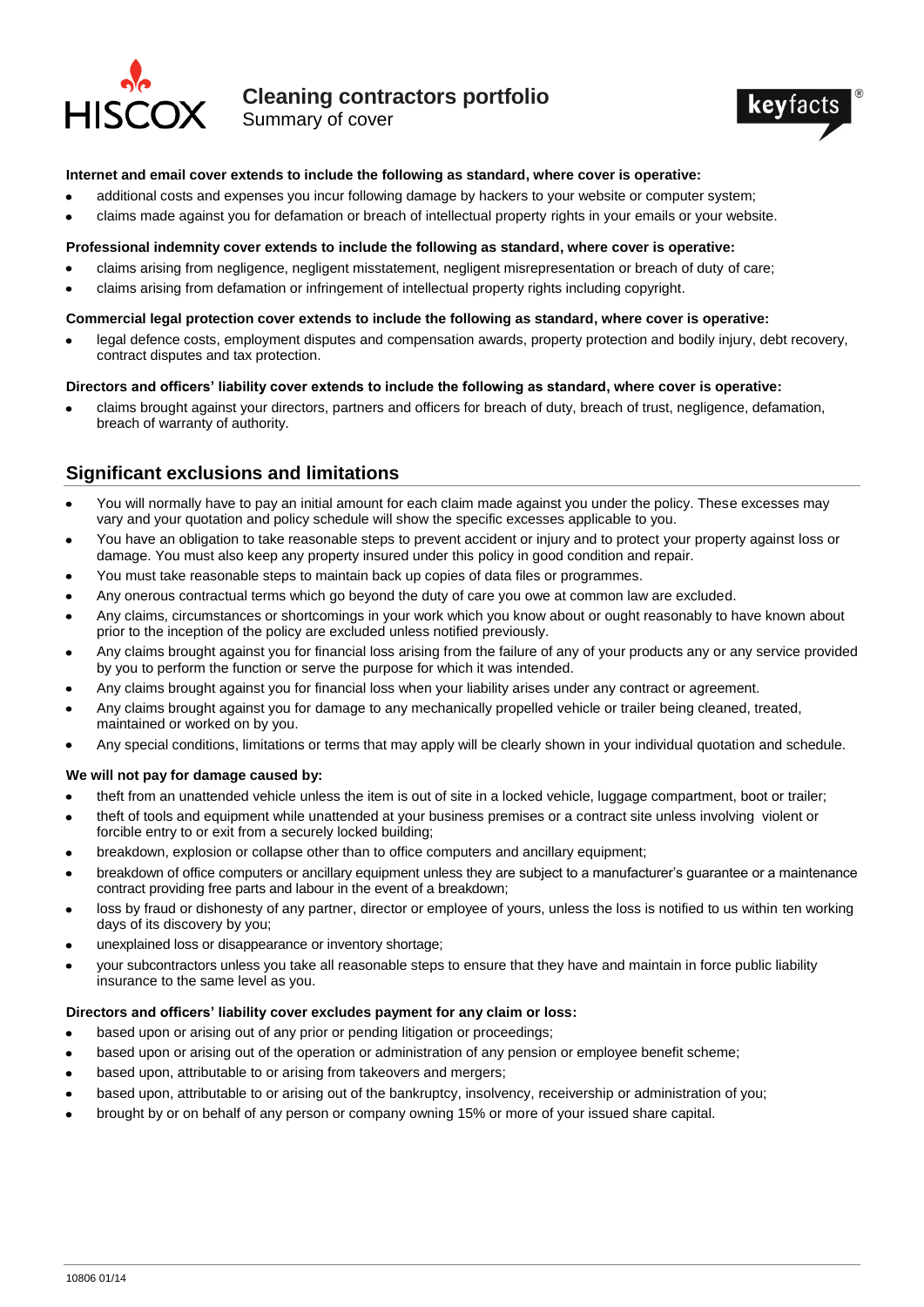# Cleaning contractors portfolio

Summary of cover

**Internet and email cover extends to include the following as standard, where cover is operative:**

- additional costs and expenses you incur following damage by hackers to your website or computer system;
- claims made against you for defamation or breach of intellectual property rights in your emails or your website.

**Professional indemnity cover extends to include the following as standard, where cover is operative:**

- claims arising from negligence, negligent misstatement, negligent misrepresentation or breach of duty of care;
- claims arising from defamation or infringement of intellectual property rights including copyright.

**Commercial legal protection cover extends to include the following as standard, where cover is operative:**

- legal defence costs, employment disputes and compensation awards, property protection and bodily injury, debt recovery, contract disputes and tax protection.

**Directors and officers' liability cover extends to include the following as standard, where cover is operative:**

- claims brought against your directors, partners and officers for breach of duty, breach of trust, negligence, defamation, breach of warranty of authority.

## Significant exclusions and limitations

- You will normally have to pay an initial amount for each claim made against you under the policy. These excesses may vary and your quotation and policy schedule will show the specific excesses applicable to you.
- You have an obligation to take reasonable steps to prevent accident or injury and to protect your property against loss or damage. You must also keep any property insured under this policy in good condition and repair.
- You must take reasonable steps to maintain back up copies of data files or programmes.
- Any onerous contractual terms which go beyond the duty of care you owe at common law are excluded.
- Any claims, circumstances or shortcomings in your work which you know about or ought reasonably to have known about prior to the inception of the policy are excluded unless notified previously.
- Any claims brought against you for financial loss arising from the failure of any of your products any or any service provided by you to perform the function or serve the purpose for which it was intended.
- Any claims brought against you for financial loss when your liability arises under any contract or agreement.
- Any claims brought against you for damage to any mechanically propelled vehicle or trailer being cleaned, treated, maintained or worked on by you.
- Any special conditions, limitations or terms that may apply will be clearly shown in your individual quotation and schedule.

**We will not pay for damage caused by:**

- theft from an unattended vehicle unless the item is out of site in a locked vehicle, luggage compartment, boot or trailer;
- theft of tools and equipment while unattended at your business premises or a contract site unless involving violent or forcible entry to or exit from a securely locked building;
- breakdown, explosion or collapse other than to office computers and ancillary equipment;
- breakdown of office computers or ancillary equipment unless they are subject to a manufacturer's guarantee or a maintenance contract providing free parts and labour in the event of a breakdown;
- loss by fraud or dishonesty of any partner, director or employee of yours, unless the loss is notified to us within ten working days of its discovery by you;
- unexplained loss or disappearance or inventory shortage;
- your subcontractors unless you take all reasonable steps to ensure that they have and maintain in force public liability insurance to the same level as you.

**Directors and officers' liability cover excludes payment for any claim or loss:**

- based upon or arising out of any prior or pending litigation or proceedings;
- based upon or arising out of the operation or administration of any pension or employee benefit scheme;
- based upon, attributable to or arising from takeovers and mergers;
- based upon, attributable to or arising out of the bankruptcy, insolvency, receivership or administration of you;
- brought by or on behalf of any person or company owning 15% or more of your issued share capital.

10806 01/14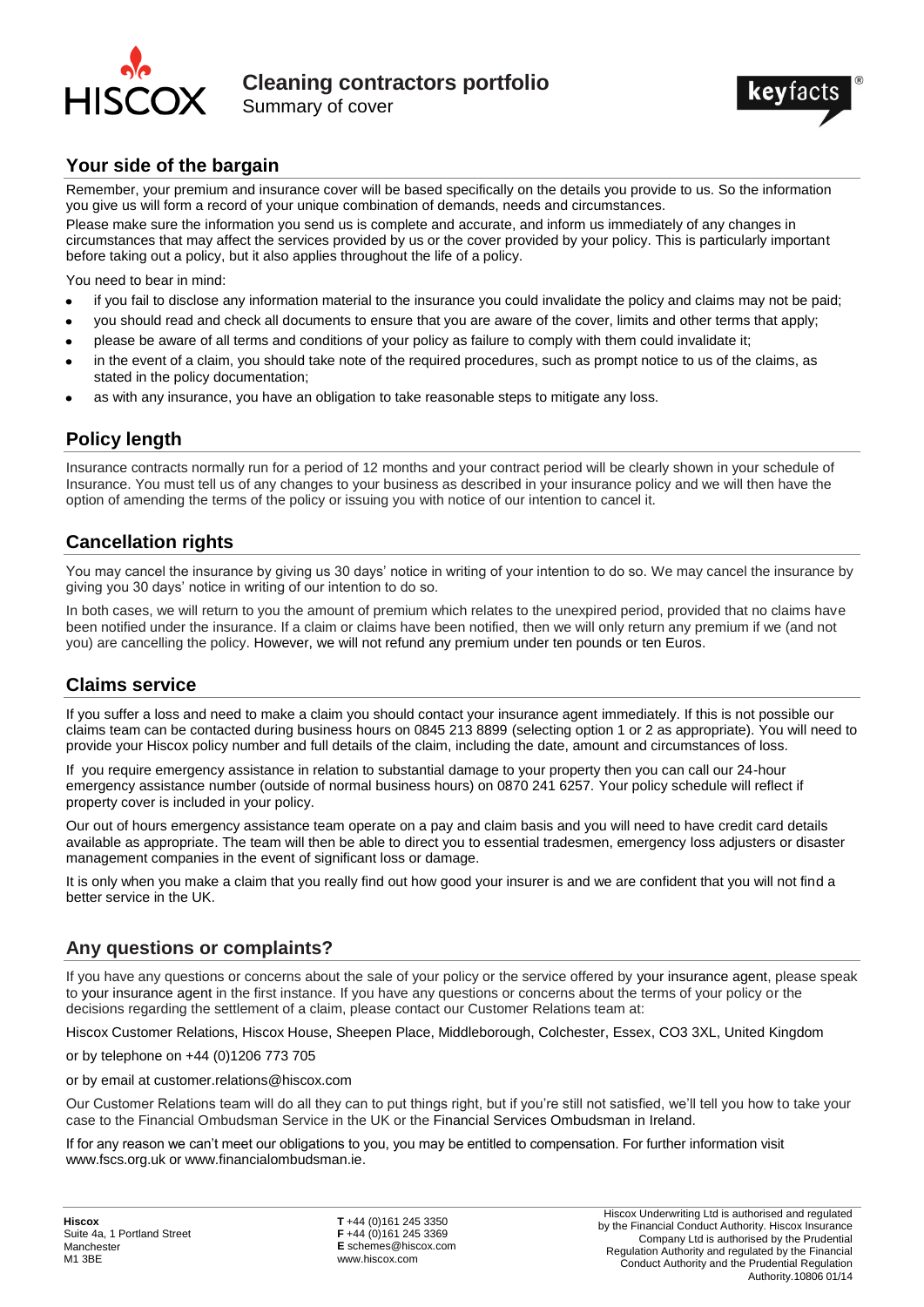# Cleaning contractors portfolio

Summary of cover

## Your side of the bargain

Remember, your premium and insurance cover will be based specifically on the details you provide to us. So the information you give us will form a record of your unique combination of demands, needs and circumstances.

Please make sure the information you send us is complete and accurate, and inform us immediately of any changes in circumstances that may affect the services provided by us or the cover provided by your policy. This is particularly important before taking out a policy, but it also applies throughout the life of a policy.

You need to bear in mind:

- if you fail to disclose any information material to the insurance you could invalidate the policy and claims may not be paid;
- you should read and check all documents to ensure that you are aware of the cover, limits and other terms that apply;
- please be aware of all terms and conditions of your policy as failure to comply with them could invalidate it;
- in the event of a claim, you should take note of the required procedures, such as prompt notice to us of the claims, as stated in the policy documentation;
- as with any insurance, you have an obligation to take reasonable steps to mitigate any loss.

## Policy length

Insurance contracts normally run for a period of 12 months and your contract period will be clearly shown in your schedule of Insurance. You must tell us of any changes to your business as described in your insurance policy and we will then have the option of amending the terms of the policy or issuing you with notice of our intention to cancel it.

## Cancellation rights

You may cancel the insurance by giving us 30 days' notice in writing of your intention to do so. We may cancel the insurance by giving you 30 days' notice in writing of our intention to do so.

In both cases, we will return to you the amount of premium which relates to the unexpired period, provided that no claims have been notified under the insurance. If a claim or claims have been notified, then we will only return any premium if we (and not you) are cancelling the policy. However, we will not refund any premium under ten pounds or ten Euros.

## Claims service

If you suffer a loss and need to make a claim you should contact your insurance agent immediately. If this is not possible our claims team can be contacted during business hours on 0845 213 8899 (selecting option 1 or 2 as appropriate). You will need to provide your Hiscox policy number and full details of the claim, including the date, amount and circumstances of loss.

If you require emergency assistance in relation to substantial damage to your property then you can call our 24-hour emergency assistance number (outside of normal business hours) on 0870 241 6257. Your policy schedule will reflect if property cover is included in your policy.

Our out of hours emergency assistance team operate on a pay and claim basis and you will need to have credit card details available as appropriate. The team will then be able to direct you to essential tradesmen, emergency loss adjusters or disaster management companies in the event of significant loss or damage.

It is only when you make a claim that you really find out how good your insurer is and we are confident that you will not find a better service in the UK.

## Any questions or complaints?

If you have any questions or concerns about the sale of your policy or the service offered by your insurance agent, please speak to your insurance agent in the first instance. If you have any questions or concerns about the terms of your policy or the decisions regarding the settlement of a claim, please contact our Customer Relations team at:

Hiscox Customer Relations, Hiscox House, Sheepen Place, Middleborough, Colchester, Essex, CO3 3XL, United Kingdom

or by telephone on +44 (0)1206 773 705

or by email at customer.relations@hiscox.com

Our Customer Relations team will do all they can to put things right, but if you're still not satisfied, we'll tell you how to take your case to the Financial Ombudsman Service in the UK or the Financial Services Ombudsman in Ireland.

If for any reason we can't meet our obligations to you, you may be entitled to compensation. For further information visit www.fscs.org.uk or www.financialombudsman.ie.

**Hiscox**
Suite 4a, 1 Portland Street
Manchester
M1 3BE

**T** +44 (0)161 245 3350
**F** +44 (0)161 245 3369
**E** schemes@hiscox.com
www.hiscox.com

Hiscox Underwriting Ltd is authorised and regulated by the Financial Conduct Authority. Hiscox Insurance Company Ltd is authorised by the Prudential Regulation Authority and regulated by the Financial Conduct Authority and the Prudential Regulation Authority.10806 01/14